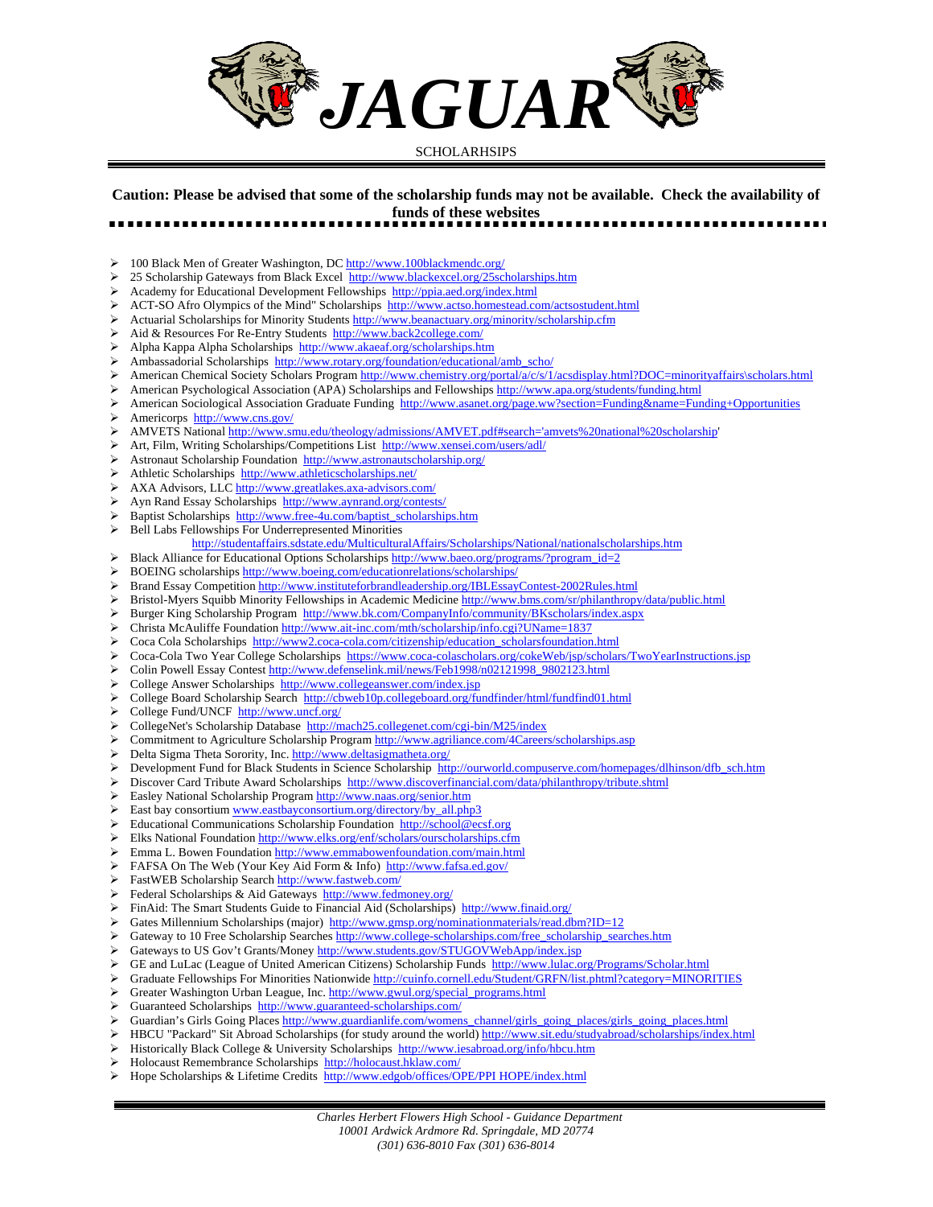# JAGUAR

SCHOLARHSIPS

**Caution: Please be advised that some of the scholarship funds may not be available. Check the availability of funds of these websites**

- 100 Black Men of Greater Washington, DC http://www.100blackmendc.org/
- 25 Scholarship Gateways from Black Excel http://www.blackexcel.org/25scholarships.htm
- Academy for Educational Development Fellowships http://ppia.aed.org/index.html
- ACT-SO Afro Olympics of the Mind" Scholarships http://www.actso.homestead.com/actsostudent.html
- Actuarial Scholarships for Minority Students http://www.beanactuary.org/minority/scholarship.cfm
- Aid & Resources For Re-Entry Students http://www.back2college.com/
- Alpha Kappa Alpha Scholarships http://www.akaeaf.org/scholarships.htm
- Ambassadorial Scholarships http://www.rotary.org/foundation/educational/amb_scho/
- American Chemical Society Scholars Program http://www.chemistry.org/portal/a/c/s/1/acsdisplay.html?DOC=minorityaffairs\scholars.html
- American Psychological Association (APA) Scholarships and Fellowships http://www.apa.org/students/funding.html
- American Sociological Association Graduate Funding http://www.asanet.org/page.ww?section=Funding&name=Funding+Opportunities
- Americorps http://www.cns.gov/
- AMVETS National http://www.smu.edu/theology/admissions/AMVET.pdf#search='amvets%20national%20scholarship'
- Art, Film, Writing Scholarships/Competitions List http://www.xensei.com/users/adl/
- Astronaut Scholarship Foundation http://www.astronautscholarship.org/
- Athletic Scholarships http://www.athleticscholarships.net/
- AXA Advisors, LLC http://www.greatlakes.axa-advisors.com/
- Ayn Rand Essay Scholarships http://www.aynrand.org/contests/
- Baptist Scholarships http://www.free-4u.com/baptist_scholarships.htm
- Bell Labs Fellowships For Underrepresented Minorities http://studentaffairs.sdstate.edu/MulticulturalAffairs/Scholarships/National/nationalscholarships.htm
- Black Alliance for Educational Options Scholarships http://www.baeo.org/programs/?program_id=2
- BOEING scholarships http://www.boeing.com/educationrelations/scholarships/
- Brand Essay Competition http://www.instituteforbrandleadership.org/IBLEssayContest-2002Rules.html
- Bristol-Myers Squibb Minority Fellowships in Academic Medicine http://www.bms.com/sr/philanthropy/data/public.html
- Burger King Scholarship Program http://www.bk.com/CompanyInfo/community/BKscholars/index.aspx
- Christa McAuliffe Foundation http://www.ait-inc.com/mth/scholarship/info.cgi?UName=1837
- Coca Cola Scholarships http://www2.coca-cola.com/citizenship/education_scholarsfoundation.html
- Coca-Cola Two Year College Scholarships https://www.coca-colascholars.org/cokeWeb/jsp/scholars/TwoYearInstructions.jsp
- Colin Powell Essay Contest http://www.defenselink.mil/news/Feb1998/n02121998_9802123.html
- College Answer Scholarships http://www.collegeanswer.com/index.jsp
- College Board Scholarship Search http://cbweb10p.collegeboard.org/fundfinder/html/fundfind01.html
- College Fund/UNCF http://www.uncf.org/
- CollegeNet's Scholarship Database http://mach25.collegenet.com/cgi-bin/M25/index
- Commitment to Agriculture Scholarship Program http://www.agriliance.com/4Careers/scholarships.asp
- Delta Sigma Theta Sorority, Inc. http://www.deltasigmatheta.org/
- Development Fund for Black Students in Science Scholarship http://ourworld.compuserve.com/homepages/dlhinson/dfb_sch.htm
- Discover Card Tribute Award Scholarships http://www.discoverfinancial.com/data/philanthropy/tribute.shtml
- Easley National Scholarship Program http://www.naas.org/senior.htm
- East bay consortium www.eastbayconsortium.org/directory/by_all.php3
- Educational Communications Scholarship Foundation http://school@ecsf.org
- Elks National Foundation http://www.elks.org/enf/scholars/ourscholarships.cfm
- Emma L. Bowen Foundation http://www.emmabowenfoundation.com/main.html
- FAFSA On The Web (Your Key Aid Form & Info) http://www.fafsa.ed.gov/
- FastWEB Scholarship Search http://www.fastweb.com/
- Federal Scholarships & Aid Gateways http://www.fedmoney.org/
- FinAid: The Smart Students Guide to Financial Aid (Scholarships) http://www.finaid.org/
- Gates Millennium Scholarships (major) http://www.gmsp.org/nominationmaterials/read.dbm?ID=12
- Gateway to 10 Free Scholarship Searches http://www.college-scholarships.com/free_scholarship_searches.htm
- Gateways to US Gov't Grants/Money http://www.students.gov/STUGOVWebApp/index.jsp
- GE and LuLac (League of United American Citizens) Scholarship Funds http://www.lulac.org/Programs/Scholar.html
- Graduate Fellowships For Minorities Nationwide http://cuinfo.cornell.edu/Student/GRFN/list.phtml?category=MINORITIES
- Greater Washington Urban League, Inc. http://www.gwul.org/special_programs.html
- Guaranteed Scholarships http://www.guaranteed-scholarships.com/
- Guardian's Girls Going Places http://www.guardianlife.com/womens_channel/girls_going_places/girls_going_places.html
- HBCU "Packard" Sit Abroad Scholarships (for study around the world) http://www.sit.edu/studyabroad/scholarships/index.html
- Historically Black College & University Scholarships http://www.iesabroad.org/info/hbcu.htm
- Holocaust Remembrance Scholarships http://holocaust.hklaw.com/
- Hope Scholarships & Lifetime Credits http://www.edgob/offices/OPE/PPI HOPE/index.html

*Charles Herbert Flowers High School - Guidance Department*
*10001 Ardwick Ardmore Rd. Springdale, MD 20774*
*(301) 636-8010 Fax (301) 636-8014*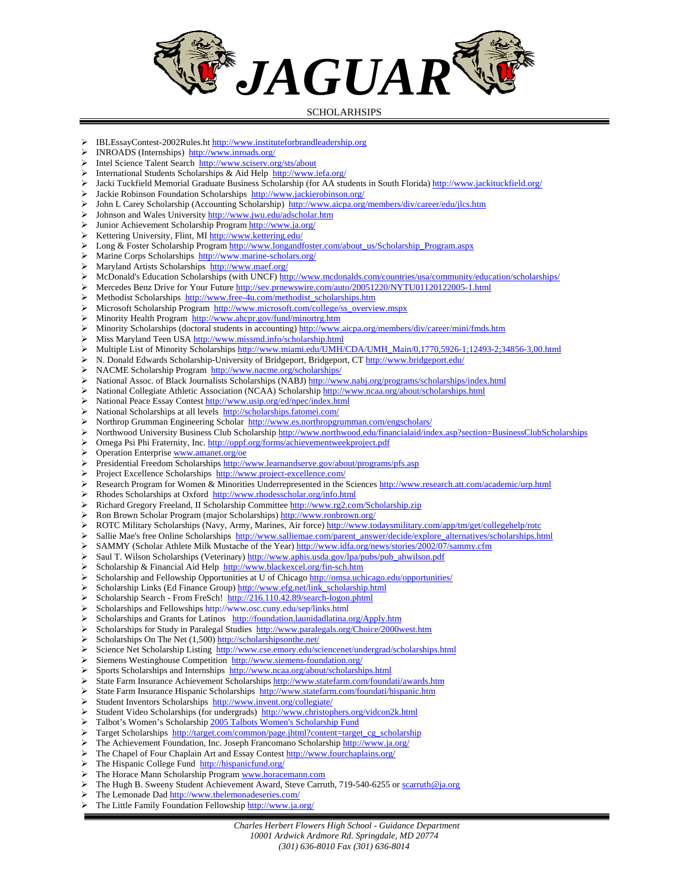# JAGUAR

SCHOLARHSIPS

- IBLEssayContest-2002Rules.ht http://www.instituteforbrandleadership.org
- INROADS (Internships) http://www.inroads.org/
- Intel Science Talent Search http://www.sciserv.org/sts/about
- International Students Scholarships & Aid Help http://www.iefa.org/
- Jacki Tuckfield Memorial Graduate Business Scholarship (for AA students in South Florida) http://www.jackituckfield.org/
- Jackie Robinson Foundation Scholarships http://www.jackierobinson.org/
- John L Carey Scholarship (Accounting Scholarship) http://www.aicpa.org/members/div/career/edu/jlcs.htm
- Johnson and Wales University http://www.jwu.edu/adscholar.htm
- Junior Achievement Scholarship Program http://www.ja.org/
- Kettering University, Flint, MI http://www.kettering.edu/
- Long & Foster Scholarship Program http://www.longandfoster.com/about_us/Scholarship_Program.aspx
- Marine Corps Scholarships http://www.marine-scholars.org/
- Maryland Artists Scholarships http://www.maef.org/
- McDonald's Education Scholarships (with UNCF) http://www.mcdonalds.com/countries/usa/community/education/scholarships/
- Mercedes Benz Drive for Your Future http://sev.prnewswire.com/auto/20051220/NYTU01120122005-1.html
- Methodist Scholarships http://www.free-4u.com/methodist_scholarships.htm
- Microsoft Scholarship Program http://www.microsoft.com/college/ss_overview.mspx
- Minority Health Program http://www.ahcpr.gov/fund/minortrg.htm
- Minority Scholarships (doctoral students in accounting) http://www.aicpa.org/members/div/career/mini/fmds.htm
- Miss Maryland Teen USA http://www.missmd.info/scholarship.html
- Multiple List of Minority Scholarships http://www.miami.edu/UMH/CDA/UMH_Main/0,1770,5926-1;12493-2;34856-3,00.html
- N. Donald Edwards Scholarship-University of Bridgeport, Bridgeport, CT http://www.bridgeport.edu/
- NACME Scholarship Program http://www.nacme.org/scholarships/
- National Assoc. of Black Journalists Scholarships (NABJ) http://www.nabj.org/programs/scholarships/index.html
- National Collegiate Athletic Association (NCAA) Scholarship http://www.ncaa.org/about/scholarships.html
- National Peace Essay Contest http://www.usip.org/ed/npec/index.html
- National Scholarships at all levels http://scholarships.fatomei.com/
- Northrop Grumman Engineering Scholar http://www.es.northropgrumman.com/engscholars/
- Northwood University Business Club Scholarship http://www.northwood.edu/financialaid/index.asp?section=BusinessClubScholarships
- Omega Psi Phi Fraternity, Inc. http://oppf.org/forms/achievementweekproject.pdf
- Operation Enterprise www.amanet.org/oe
- Presidential Freedom Scholarships http://www.learnandserve.gov/about/programs/pfs.asp
- Project Excellence Scholarships http://www.project-excellence.com/
- Research Program for Women & Minorities Underrepresented in the Sciences http://www.research.att.com/academic/urp.html
- Rhodes Scholarships at Oxford http://www.rhodesscholar.org/info.html
- Richard Gregory Freeland, II Scholarship Committee http://www.rg2.com/Scholarship.zip
- Ron Brown Scholar Program (major Scholarships) http://www.ronbrown.org/
- ROTC Military Scholarships (Navy, Army, Marines, Air force) http://www.todaysmilitary.com/app/tm/get/collegehelp/rotc
- Sallie Mae's free Online Scholarships http://www.salliemae.com/parent_answer/decide/explore_alternatives/scholarships.html
- SAMMY (Scholar Athlete Milk Mustache of the Year) http://www.idfa.org/news/stories/2002/07/sammy.cfm
- Saul T. Wilson Scholarships (Veterinary) http://www.aphis.usda.gov/lpa/pubs/pub_ahwilson.pdf
- Scholarship & Financial Aid Help http://www.blackexcel.org/fin-sch.htm
- Scholarship and Fellowship Opportunities at U of Chicago http://omsa.uchicago.edu/opportunities/
- Scholarship Links (Ed Finance Group) http://www.efg.net/link_scholarship.html
- Scholarship Search - From FreSch! http://216.110.42.89/search-logon.phtml
- Scholarships and Fellowships http://www.osc.cuny.edu/sep/links.html
- Scholarships and Grants for Latinos http://foundation.launidadlatina.org/Apply.htm
- Scholarships for Study in Paralegal Studies http://www.paralegals.org/Choice/2000west.htm
- Scholarships On The Net (1,500) http://scholarshipsonthe.net/
- Science Net Scholarship Listing http://www.cse.emory.edu/sciencenet/undergrad/scholarships.html
- Siemens Westinghouse Competition http://www.siemens-foundation.org/
- Sports Scholarships and Internships http://www.ncaa.org/about/scholarships.html
- State Farm Insurance Achievement Scholarships http://www.statefarm.com/foundati/awards.htm
- State Farm Insurance Hispanic Scholarships http://www.statefarm.com/foundati/hispanic.htm
- Student Inventors Scholarships http://www.invent.org/collegiate/
- Student Video Scholarships (for undergrads) http://www.christophers.org/vidcon2k.html
- Talbot's Women's Scholarship 2005 Talbots Women's Scholarship Fund
- Target Scholarships http://target.com/common/page.jhtml?content=target_cg_scholarship
- The Achievement Foundation, Inc. Joseph Francomano Scholarship http://www.ja.org/
- The Chapel of Four Chaplain Art and Essay Contest http://www.fourchaplains.org/
- The Hispanic College Fund http://hispanicfund.org/
- The Horace Mann Scholarship Program www.horacemann.com
- The Hugh B. Sweeny Student Achievement Award, Steve Carruth, 719-540-6255 or scarruth@ja.org
- The Lemonade Dad http://www.thelemonadeseries.com/
- The Little Family Foundation Fellowship http://www.ja.org/

*Charles Herbert Flowers High School - Guidance Department*
*10001 Ardwick Ardmore Rd. Springdale, MD 20774*
*(301) 636-8010 Fax (301) 636-8014*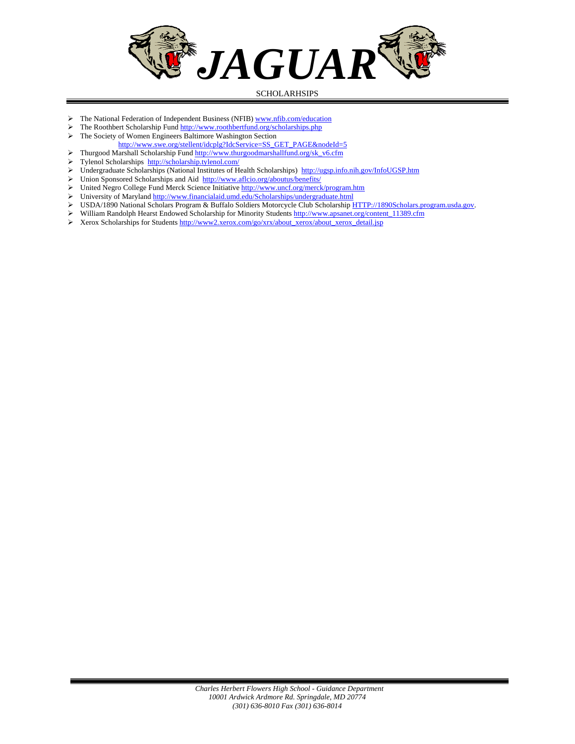# JAGUAR

SCHOLARHSIPS

- The National Federation of Independent Business (NFIB) www.nfib.com/education
- The Roothbert Scholarship Fund http://www.roothbertfund.org/scholarships.php
- The Society of Women Engineers Baltimore Washington Section
  http://www.swe.org/stellent/idcplg?IdcService=SS_GET_PAGE&nodeId=5
- Thurgood Marshall Scholarship Fund http://www.thurgoodmarshallfund.org/sk_v6.cfm
- Tylenol Scholarships http://scholarship.tylenol.com/
- Undergraduate Scholarships (National Institutes of Health Scholarships) http://ugsp.info.nih.gov/InfoUGSP.htm
- Union Sponsored Scholarships and Aid http://www.aflcio.org/aboutus/benefits/
- United Negro College Fund Merck Science Initiative http://www.uncf.org/merck/program.htm
- University of Maryland http://www.financialaid.umd.edu/Scholarships/undergraduate.html
- USDA/1890 National Scholars Program & Buffalo Soldiers Motorcycle Club Scholarship HTTP://1890Scholars.program.usda.gov.
- William Randolph Hearst Endowed Scholarship for Minority Students http://www.apsanet.org/content_11389.cfm
- Xerox Scholarships for Students http://www2.xerox.com/go/xrx/about_xerox/about_xerox_detail.jsp

*Charles Herbert Flowers High School - Guidance Department*
*10001 Ardwick Ardmore Rd. Springdale, MD 20774*
*(301) 636-8010 Fax (301) 636-8014*